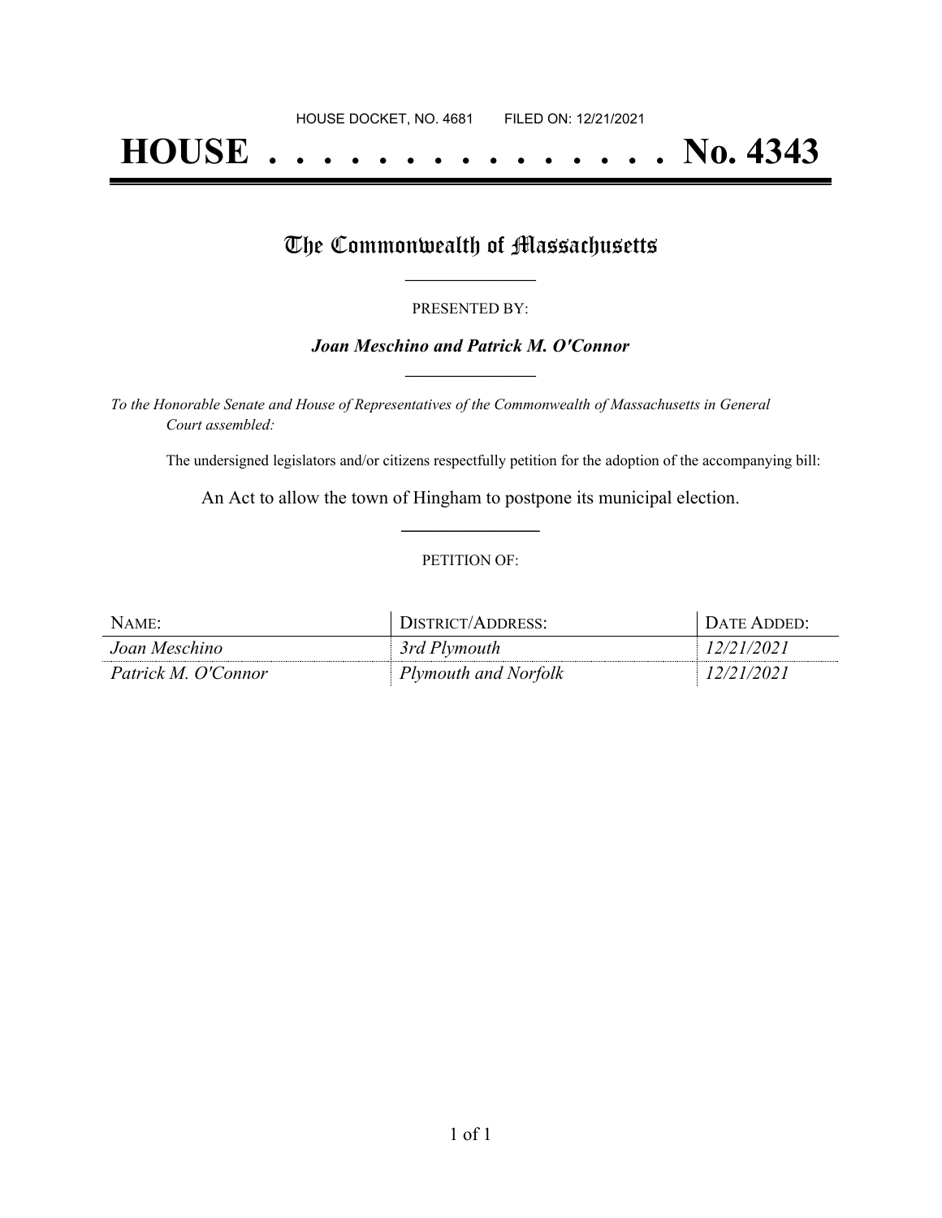HOUSE DOCKET, NO. 4681 FILED ON: 12/21/2021

# HOUSE . . . . . . . . . . . . . . . No. 4343

## The Commonwealth of Massachusetts

PRESENTED BY:

***Joan Meschino and Patrick M. O'Connor***

*To the Honorable Senate and House of Representatives of the Commonwealth of Massachusetts in General Court assembled:*

The undersigned legislators and/or citizens respectfully petition for the adoption of the accompanying bill:

An Act to allow the town of Hingham to postpone its municipal election.

PETITION OF:

| NAME: | DISTRICT/ADDRESS: | DATE ADDED: |
| --- | --- | --- |
| *Joan Meschino* | *3rd Plymouth* | *12/21/2021* |
| *Patrick M. O'Connor* | *Plymouth and Norfolk* | *12/21/2021* |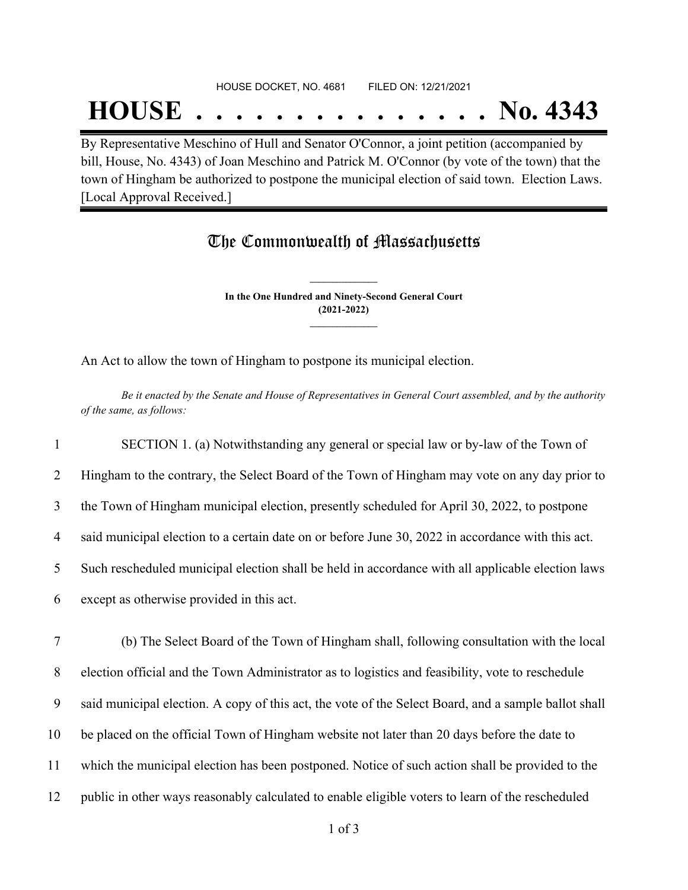HOUSE DOCKET, NO. 4681 FILED ON: 12/21/2021

# HOUSE . . . . . . . . . . . . . . . No. 4343

By Representative Meschino of Hull and Senator O'Connor, a joint petition (accompanied by bill, House, No. 4343) of Joan Meschino and Patrick M. O'Connor (by vote of the town) that the town of Hingham be authorized to postpone the municipal election of said town. Election Laws. [Local Approval Received.]

## The Commonwealth of Massachusetts

**In the One Hundred and Ninety-Second General Court (2021-2022)**

An Act to allow the town of Hingham to postpone its municipal election.

*Be it enacted by the Senate and House of Representatives in General Court assembled, and by the authority of the same, as follows:*

1 SECTION 1. (a) Notwithstanding any general or special law or by-law of the Town of
2 Hingham to the contrary, the Select Board of the Town of Hingham may vote on any day prior to
3 the Town of Hingham municipal election, presently scheduled for April 30, 2022, to postpone
4 said municipal election to a certain date on or before June 30, 2022 in accordance with this act.
5 Such rescheduled municipal election shall be held in accordance with all applicable election laws
6 except as otherwise provided in this act.

7 (b) The Select Board of the Town of Hingham shall, following consultation with the local
8 election official and the Town Administrator as to logistics and feasibility, vote to reschedule
9 said municipal election. A copy of this act, the vote of the Select Board, and a sample ballot shall
10 be placed on the official Town of Hingham website not later than 20 days before the date to
11 which the municipal election has been postponed. Notice of such action shall be provided to the
12 public in other ways reasonably calculated to enable eligible voters to learn of the rescheduled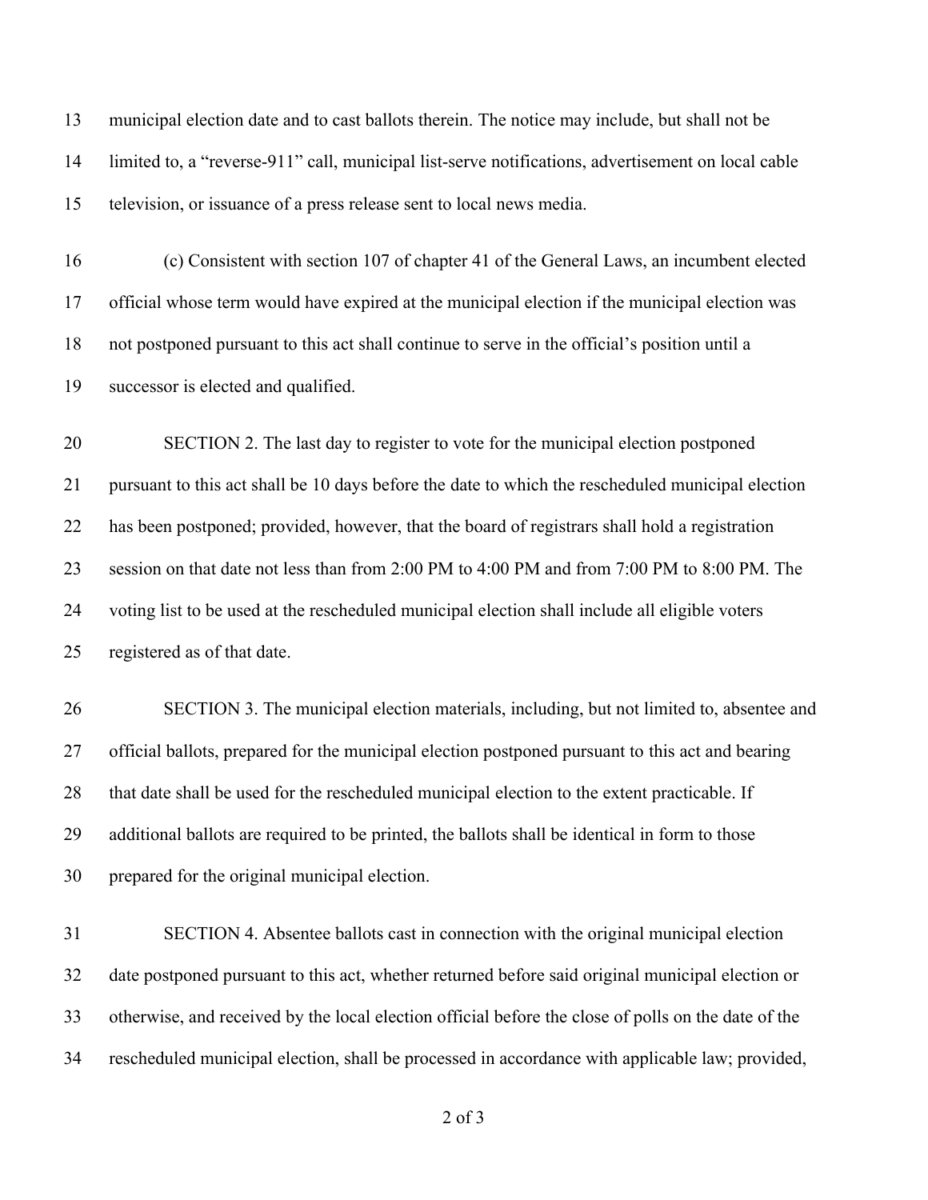municipal election date and to cast ballots therein. The notice may include, but shall not be limited to, a "reverse-911" call, municipal list-serve notifications, advertisement on local cable television, or issuance of a press release sent to local news media.

(c) Consistent with section 107 of chapter 41 of the General Laws, an incumbent elected official whose term would have expired at the municipal election if the municipal election was not postponed pursuant to this act shall continue to serve in the official's position until a successor is elected and qualified.

SECTION 2. The last day to register to vote for the municipal election postponed pursuant to this act shall be 10 days before the date to which the rescheduled municipal election has been postponed; provided, however, that the board of registrars shall hold a registration session on that date not less than from 2:00 PM to 4:00 PM and from 7:00 PM to 8:00 PM. The voting list to be used at the rescheduled municipal election shall include all eligible voters registered as of that date.

SECTION 3. The municipal election materials, including, but not limited to, absentee and official ballots, prepared for the municipal election postponed pursuant to this act and bearing that date shall be used for the rescheduled municipal election to the extent practicable. If additional ballots are required to be printed, the ballots shall be identical in form to those prepared for the original municipal election.

SECTION 4. Absentee ballots cast in connection with the original municipal election date postponed pursuant to this act, whether returned before said original municipal election or otherwise, and received by the local election official before the close of polls on the date of the rescheduled municipal election, shall be processed in accordance with applicable law; provided,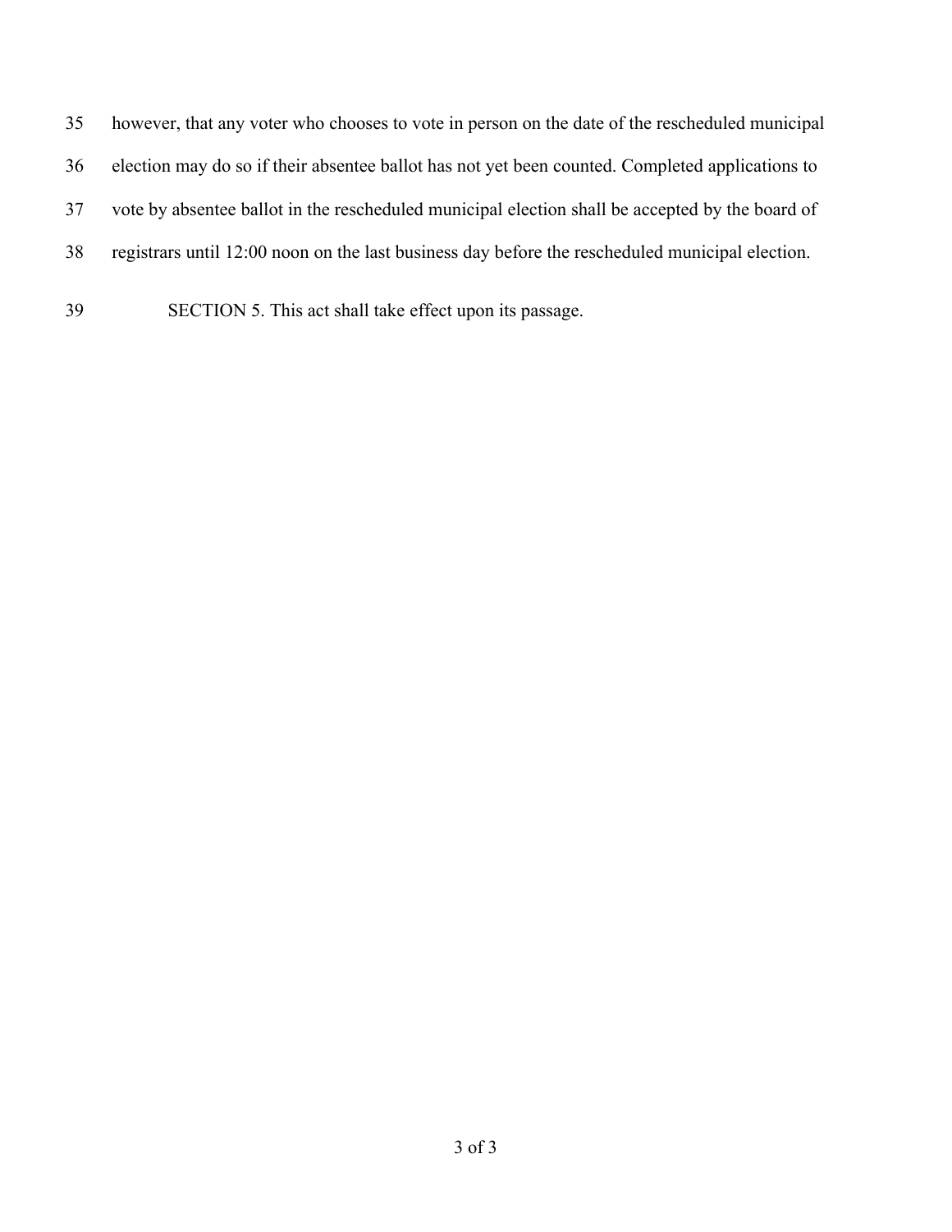however, that any voter who chooses to vote in person on the date of the rescheduled municipal election may do so if their absentee ballot has not yet been counted. Completed applications to vote by absentee ballot in the rescheduled municipal election shall be accepted by the board of registrars until 12:00 noon on the last business day before the rescheduled municipal election.

SECTION 5. This act shall take effect upon its passage.